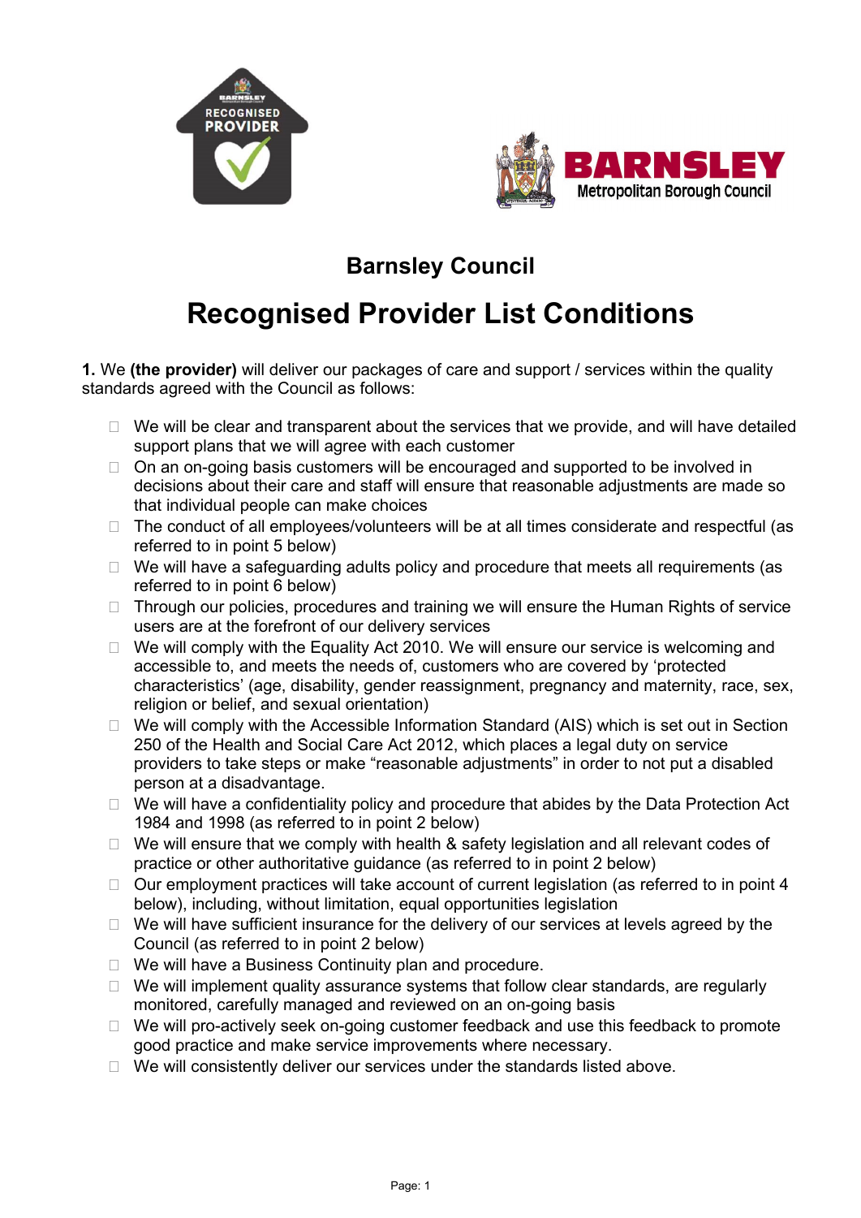## Barnsley Council

# Recognised Provider List Conditions

**1.** We **(the provider)** will deliver our packages of care and support / services within the quality standards agreed with the Council as follows:

- We will be clear and transparent about the services that we provide, and will have detailed support plans that we will agree with each customer
- On an on-going basis customers will be encouraged and supported to be involved in decisions about their care and staff will ensure that reasonable adjustments are made so that individual people can make choices
- The conduct of all employees/volunteers will be at all times considerate and respectful (as referred to in point 5 below)
- We will have a safeguarding adults policy and procedure that meets all requirements (as referred to in point 6 below)
- Through our policies, procedures and training we will ensure the Human Rights of service users are at the forefront of our delivery services
- We will comply with the Equality Act 2010. We will ensure our service is welcoming and accessible to, and meets the needs of, customers who are covered by 'protected characteristics' (age, disability, gender reassignment, pregnancy and maternity, race, sex, religion or belief, and sexual orientation)
- We will comply with the Accessible Information Standard (AIS) which is set out in Section 250 of the Health and Social Care Act 2012, which places a legal duty on service providers to take steps or make "reasonable adjustments" in order to not put a disabled person at a disadvantage.
- We will have a confidentiality policy and procedure that abides by the Data Protection Act 1984 and 1998 (as referred to in point 2 below)
- We will ensure that we comply with health & safety legislation and all relevant codes of practice or other authoritative guidance (as referred to in point 2 below)
- Our employment practices will take account of current legislation (as referred to in point 4 below), including, without limitation, equal opportunities legislation
- We will have sufficient insurance for the delivery of our services at levels agreed by the Council (as referred to in point 2 below)
- We will have a Business Continuity plan and procedure.
- We will implement quality assurance systems that follow clear standards, are regularly monitored, carefully managed and reviewed on an on-going basis
- We will pro-actively seek on-going customer feedback and use this feedback to promote good practice and make service improvements where necessary.
- We will consistently deliver our services under the standards listed above.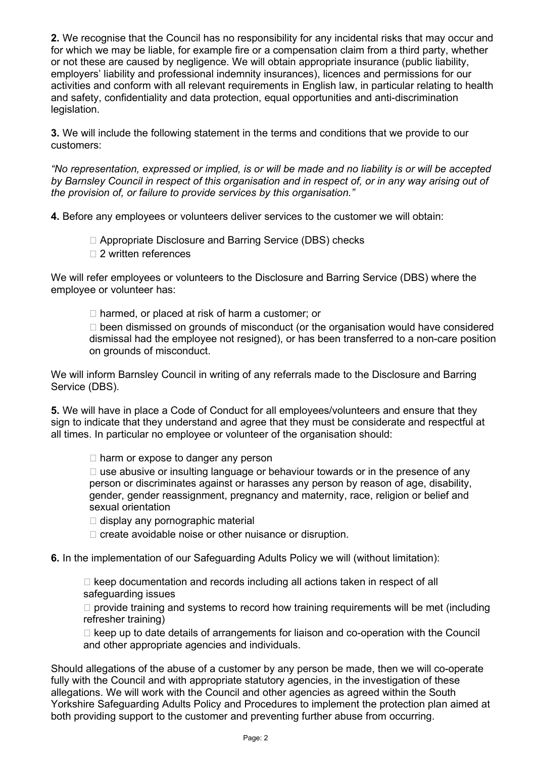**2.** We recognise that the Council has no responsibility for any incidental risks that may occur and for which we may be liable, for example fire or a compensation claim from a third party, whether or not these are caused by negligence. We will obtain appropriate insurance (public liability, employers' liability and professional indemnity insurances), licences and permissions for our activities and conform with all relevant requirements in English law, in particular relating to health and safety, confidentiality and data protection, equal opportunities and anti-discrimination legislation.

**3.** We will include the following statement in the terms and conditions that we provide to our customers:

*"No representation, expressed or implied, is or will be made and no liability is or will be accepted by Barnsley Council in respect of this organisation and in respect of, or in any way arising out of the provision of, or failure to provide services by this organisation."*

**4.** Before any employees or volunteers deliver services to the customer we will obtain:

- Appropriate Disclosure and Barring Service (DBS) checks
- 2 written references

We will refer employees or volunteers to the Disclosure and Barring Service (DBS) where the employee or volunteer has:

- harmed, or placed at risk of harm a customer; or
- been dismissed on grounds of misconduct (or the organisation would have considered dismissal had the employee not resigned), or has been transferred to a non-care position on grounds of misconduct.

We will inform Barnsley Council in writing of any referrals made to the Disclosure and Barring Service (DBS).

**5.** We will have in place a Code of Conduct for all employees/volunteers and ensure that they sign to indicate that they understand and agree that they must be considerate and respectful at all times. In particular no employee or volunteer of the organisation should:

- harm or expose to danger any person
- use abusive or insulting language or behaviour towards or in the presence of any person or discriminates against or harasses any person by reason of age, disability, gender, gender reassignment, pregnancy and maternity, race, religion or belief and sexual orientation
- display any pornographic material
- create avoidable noise or other nuisance or disruption.

**6.** In the implementation of our Safeguarding Adults Policy we will (without limitation):

- keep documentation and records including all actions taken in respect of all safeguarding issues
- provide training and systems to record how training requirements will be met (including refresher training)
- keep up to date details of arrangements for liaison and co-operation with the Council and other appropriate agencies and individuals.

Should allegations of the abuse of a customer by any person be made, then we will co-operate fully with the Council and with appropriate statutory agencies, in the investigation of these allegations. We will work with the Council and other agencies as agreed within the South Yorkshire Safeguarding Adults Policy and Procedures to implement the protection plan aimed at both providing support to the customer and preventing further abuse from occurring.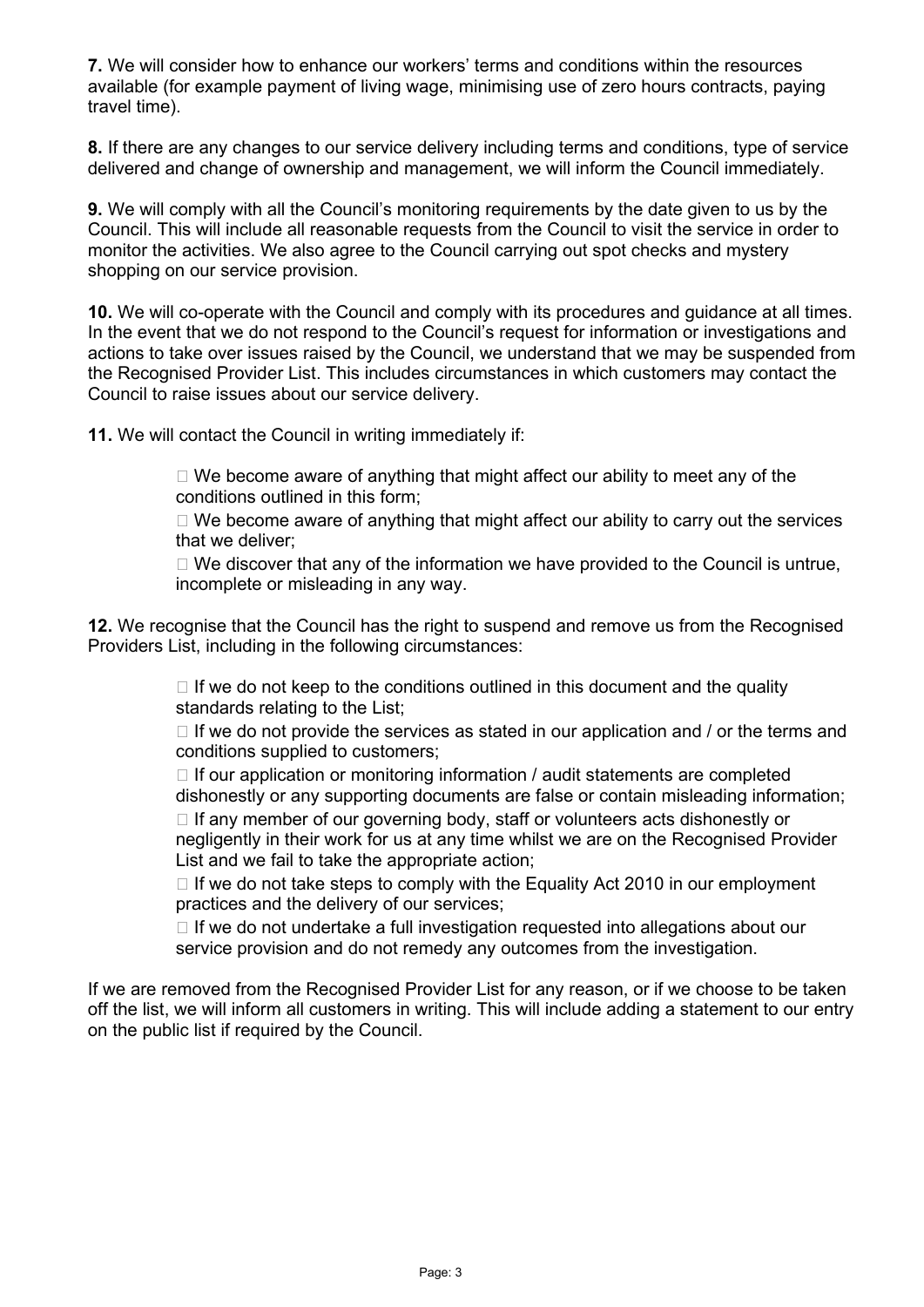**7.** We will consider how to enhance our workers' terms and conditions within the resources available (for example payment of living wage, minimising use of zero hours contracts, paying travel time).

**8.** If there are any changes to our service delivery including terms and conditions, type of service delivered and change of ownership and management, we will inform the Council immediately.

**9.** We will comply with all the Council's monitoring requirements by the date given to us by the Council. This will include all reasonable requests from the Council to visit the service in order to monitor the activities. We also agree to the Council carrying out spot checks and mystery shopping on our service provision.

**10.** We will co-operate with the Council and comply with its procedures and guidance at all times. In the event that we do not respond to the Council's request for information or investigations and actions to take over issues raised by the Council, we understand that we may be suspended from the Recognised Provider List. This includes circumstances in which customers may contact the Council to raise issues about our service delivery.

**11.** We will contact the Council in writing immediately if:

- We become aware of anything that might affect our ability to meet any of the conditions outlined in this form;
- We become aware of anything that might affect our ability to carry out the services that we deliver;
- We discover that any of the information we have provided to the Council is untrue, incomplete or misleading in any way.

**12.** We recognise that the Council has the right to suspend and remove us from the Recognised Providers List, including in the following circumstances:

- If we do not keep to the conditions outlined in this document and the quality standards relating to the List;
- If we do not provide the services as stated in our application and / or the terms and conditions supplied to customers;
- If our application or monitoring information / audit statements are completed dishonestly or any supporting documents are false or contain misleading information;
- If any member of our governing body, staff or volunteers acts dishonestly or negligently in their work for us at any time whilst we are on the Recognised Provider List and we fail to take the appropriate action;
- If we do not take steps to comply with the Equality Act 2010 in our employment practices and the delivery of our services;
- If we do not undertake a full investigation requested into allegations about our service provision and do not remedy any outcomes from the investigation.

If we are removed from the Recognised Provider List for any reason, or if we choose to be taken off the list, we will inform all customers in writing. This will include adding a statement to our entry on the public list if required by the Council.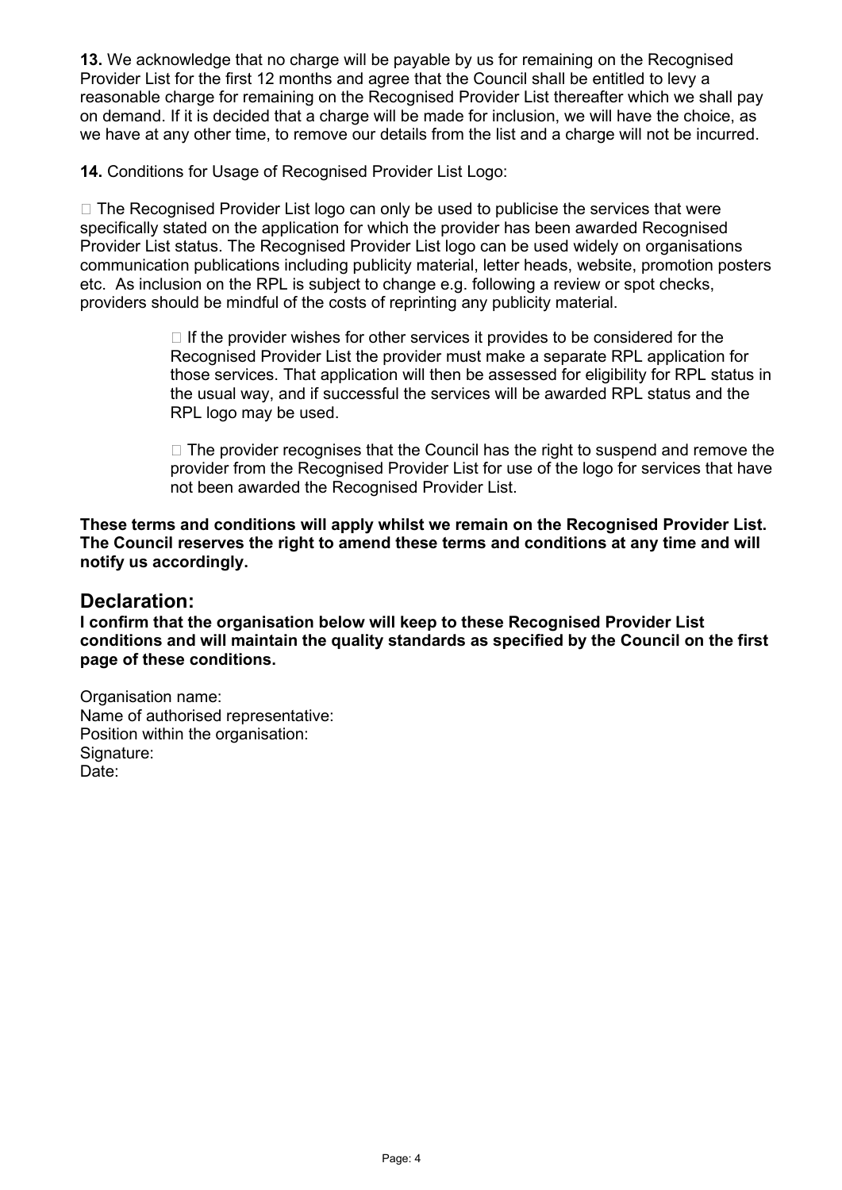**13.** We acknowledge that no charge will be payable by us for remaining on the Recognised Provider List for the first 12 months and agree that the Council shall be entitled to levy a reasonable charge for remaining on the Recognised Provider List thereafter which we shall pay on demand. If it is decided that a charge will be made for inclusion, we will have the choice, as we have at any other time, to remove our details from the list and a charge will not be incurred.

**14.** Conditions for Usage of Recognised Provider List Logo:

- The Recognised Provider List logo can only be used to publicise the services that were specifically stated on the application for which the provider has been awarded Recognised Provider List status. The Recognised Provider List logo can be used widely on organisations communication publications including publicity material, letter heads, website, promotion posters etc. As inclusion on the RPL is subject to change e.g. following a review or spot checks, providers should be mindful of the costs of reprinting any publicity material.

  - If the provider wishes for other services it provides to be considered for the Recognised Provider List the provider must make a separate RPL application for those services. That application will then be assessed for eligibility for RPL status in the usual way, and if successful the services will be awarded RPL status and the RPL logo may be used.

  - The provider recognises that the Council has the right to suspend and remove the provider from the Recognised Provider List for use of the logo for services that have not been awarded the Recognised Provider List.

**These terms and conditions will apply whilst we remain on the Recognised Provider List. The Council reserves the right to amend these terms and conditions at any time and will notify us accordingly.**

## Declaration:

**I confirm that the organisation below will keep to these Recognised Provider List conditions and will maintain the quality standards as specified by the Council on the first page of these conditions.**

Organisation name:
Name of authorised representative:
Position within the organisation:
Signature:
Date: